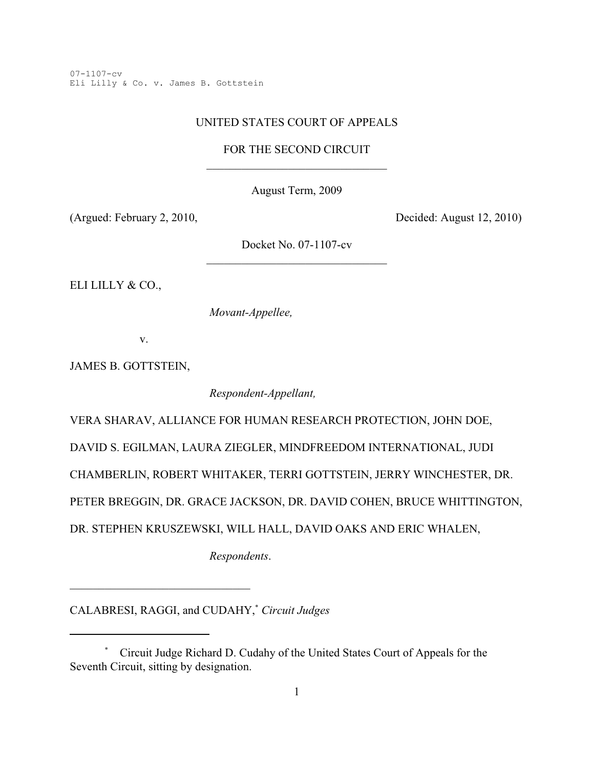07-1107-cv
Eli Lilly & Co. v. James B. Gottstein

UNITED STATES COURT OF APPEALS

FOR THE SECOND CIRCUIT

---

August Term, 2009

(Argued: February 2, 2010, Decided: August 12, 2010)

Docket No. 07-1107-cv

---

ELI LILLY & CO.,

*Movant-Appellee,*

v.

JAMES B. GOTTSTEIN,

*Respondent-Appellant,*

VERA SHARAV, ALLIANCE FOR HUMAN RESEARCH PROTECTION, JOHN DOE, DAVID S. EGILMAN, LAURA ZIEGLER, MINDFREEDOM INTERNATIONAL, JUDI CHAMBERLIN, ROBERT WHITAKER, TERRI GOTTSTEIN, JERRY WINCHESTER, DR. PETER BREGGIN, DR. GRACE JACKSON, DR. DAVID COHEN, BRUCE WHITTINGTON, DR. STEPHEN KRUSZEWSKI, WILL HALL, DAVID OAKS AND ERIC WHALEN,

*Respondents*.

---

CALABRESI, RAGGI, and CUDAHY,* *Circuit Judges*

---

\* Circuit Judge Richard D. Cudahy of the United States Court of Appeals for the Seventh Circuit, sitting by designation.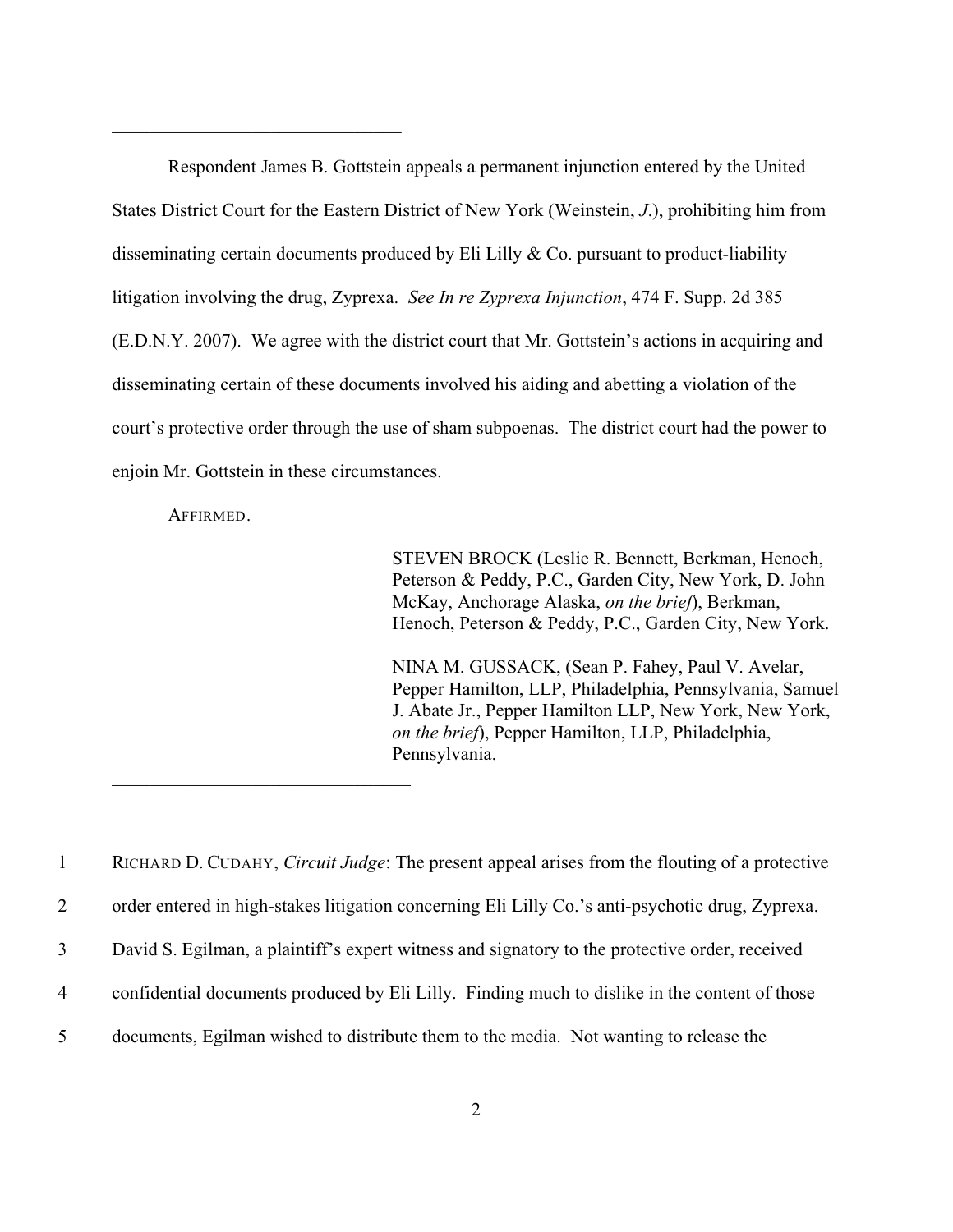---

Respondent James B. Gottstein appeals a permanent injunction entered by the United States District Court for the Eastern District of New York (Weinstein, *J.*), prohibiting him from disseminating certain documents produced by Eli Lilly & Co. pursuant to product-liability litigation involving the drug, Zyprexa. *See In re Zyprexa Injunction*, 474 F. Supp. 2d 385 (E.D.N.Y. 2007). We agree with the district court that Mr. Gottstein's actions in acquiring and disseminating certain of these documents involved his aiding and abetting a violation of the court's protective order through the use of sham subpoenas. The district court had the power to enjoin Mr. Gottstein in these circumstances.

AFFIRMED.

STEVEN BROCK (Leslie R. Bennett, Berkman, Henoch, Peterson & Peddy, P.C., Garden City, New York, D. John McKay, Anchorage Alaska, *on the brief*), Berkman, Henoch, Peterson & Peddy, P.C., Garden City, New York.

NINA M. GUSSACK, (Sean P. Fahey, Paul V. Avelar, Pepper Hamilton, LLP, Philadelphia, Pennsylvania, Samuel J. Abate Jr., Pepper Hamilton LLP, New York, New York, *on the brief*), Pepper Hamilton, LLP, Philadelphia, Pennsylvania.

---

1 RICHARD D. CUDAHY, *Circuit Judge*: The present appeal arises from the flouting of a protective
2 order entered in high-stakes litigation concerning Eli Lilly Co.'s anti-psychotic drug, Zyprexa.
3 David S. Egilman, a plaintiff's expert witness and signatory to the protective order, received
4 confidential documents produced by Eli Lilly. Finding much to dislike in the content of those
5 documents, Egilman wished to distribute them to the media. Not wanting to release the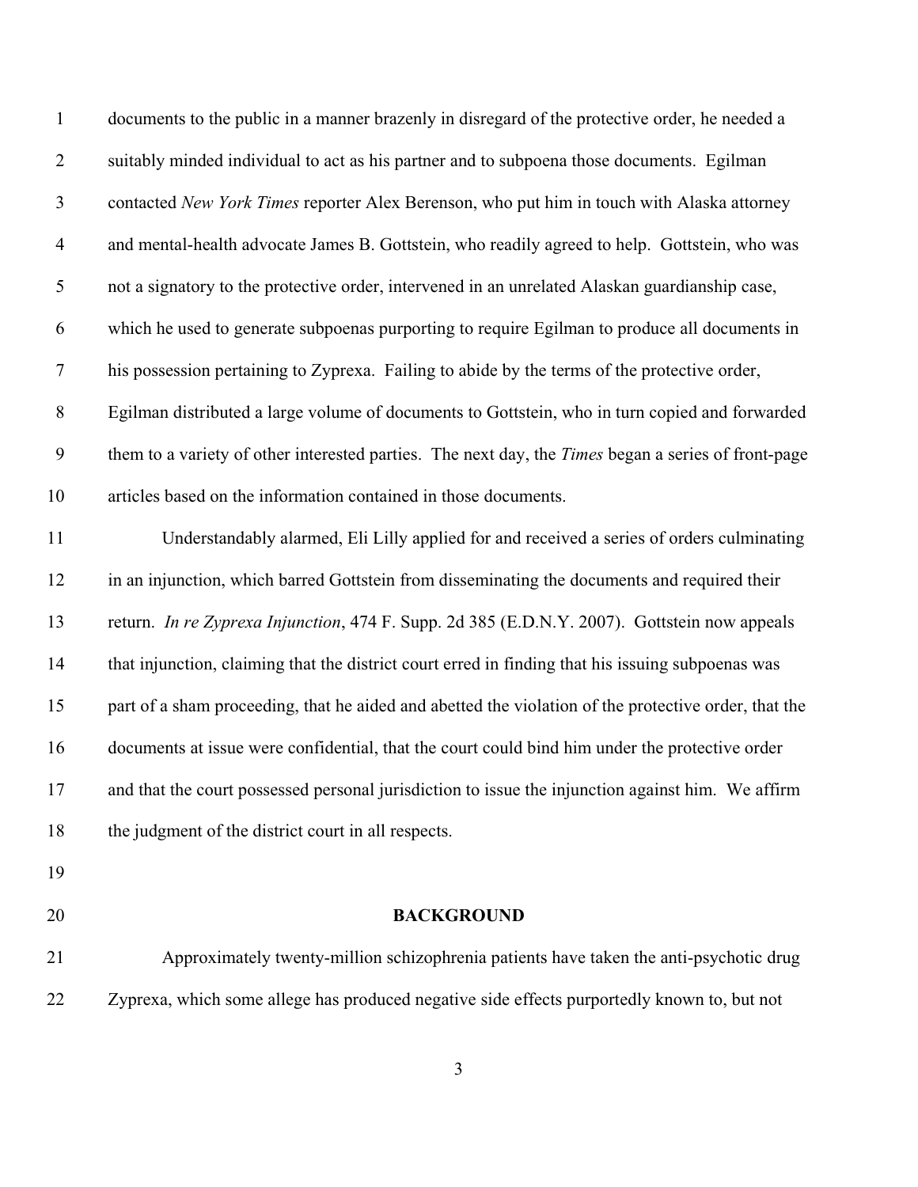documents to the public in a manner brazenly in disregard of the protective order, he needed a suitably minded individual to act as his partner and to subpoena those documents. Egilman contacted *New York Times* reporter Alex Berenson, who put him in touch with Alaska attorney and mental-health advocate James B. Gottstein, who readily agreed to help. Gottstein, who was not a signatory to the protective order, intervened in an unrelated Alaskan guardianship case, which he used to generate subpoenas purporting to require Egilman to produce all documents in his possession pertaining to Zyprexa. Failing to abide by the terms of the protective order, Egilman distributed a large volume of documents to Gottstein, who in turn copied and forwarded them to a variety of other interested parties. The next day, the *Times* began a series of front-page articles based on the information contained in those documents.

Understandably alarmed, Eli Lilly applied for and received a series of orders culminating in an injunction, which barred Gottstein from disseminating the documents and required their return. *In re Zyprexa Injunction*, 474 F. Supp. 2d 385 (E.D.N.Y. 2007). Gottstein now appeals that injunction, claiming that the district court erred in finding that his issuing subpoenas was part of a sham proceeding, that he aided and abetted the violation of the protective order, that the documents at issue were confidential, that the court could bind him under the protective order and that the court possessed personal jurisdiction to issue the injunction against him. We affirm the judgment of the district court in all respects.

## BACKGROUND

Approximately twenty-million schizophrenia patients have taken the anti-psychotic drug Zyprexa, which some allege has produced negative side effects purportedly known to, but not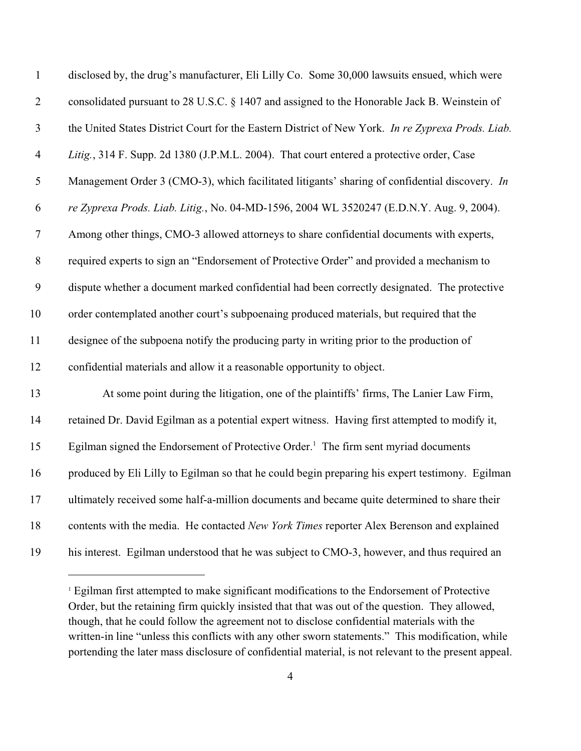disclosed by, the drug's manufacturer, Eli Lilly Co. Some 30,000 lawsuits ensued, which were consolidated pursuant to 28 U.S.C. § 1407 and assigned to the Honorable Jack B. Weinstein of the United States District Court for the Eastern District of New York. *In re Zyprexa Prods. Liab. Litig.*, 314 F. Supp. 2d 1380 (J.P.M.L. 2004). That court entered a protective order, Case Management Order 3 (CMO-3), which facilitated litigants' sharing of confidential discovery. *In re Zyprexa Prods. Liab. Litig.*, No. 04-MD-1596, 2004 WL 3520247 (E.D.N.Y. Aug. 9, 2004). Among other things, CMO-3 allowed attorneys to share confidential documents with experts, required experts to sign an "Endorsement of Protective Order" and provided a mechanism to dispute whether a document marked confidential had been correctly designated. The protective order contemplated another court's subpoenaing produced materials, but required that the designee of the subpoena notify the producing party in writing prior to the production of confidential materials and allow it a reasonable opportunity to object.

At some point during the litigation, one of the plaintiffs' firms, The Lanier Law Firm, retained Dr. David Egilman as a potential expert witness. Having first attempted to modify it, Egilman signed the Endorsement of Protective Order.[1] The firm sent myriad documents produced by Eli Lilly to Egilman so that he could begin preparing his expert testimony. Egilman ultimately received some half-a-million documents and became quite determined to share their contents with the media. He contacted *New York Times* reporter Alex Berenson and explained his interest. Egilman understood that he was subject to CMO-3, however, and thus required an

[1] Egilman first attempted to make significant modifications to the Endorsement of Protective Order, but the retaining firm quickly insisted that that was out of the question. They allowed, though, that he could follow the agreement not to disclose confidential materials with the written-in line "unless this conflicts with any other sworn statements." This modification, while portending the later mass disclosure of confidential material, is not relevant to the present appeal.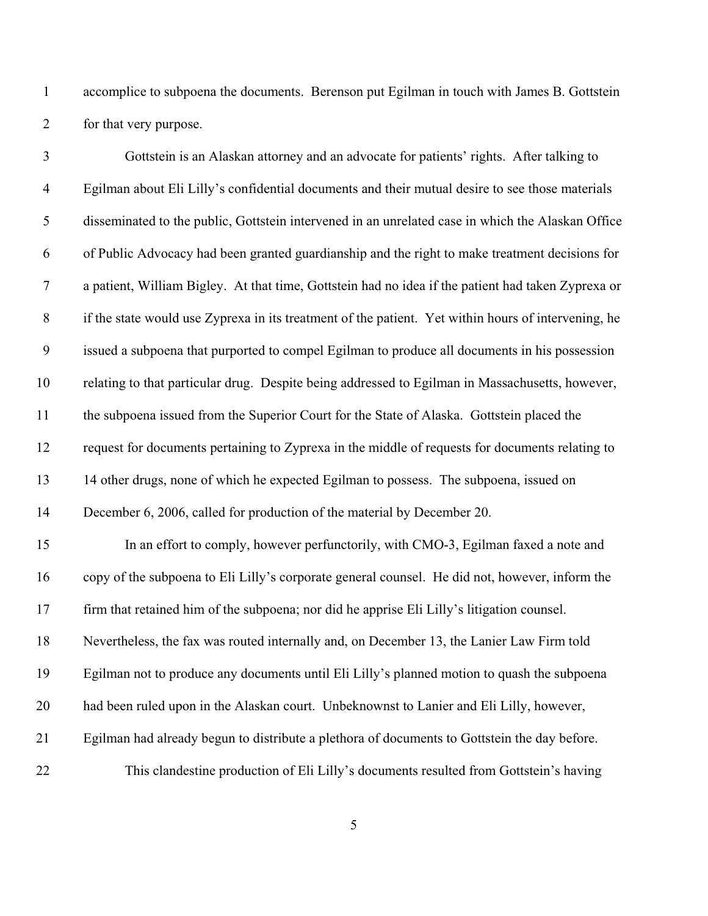accomplice to subpoena the documents. Berenson put Egilman in touch with James B. Gottstein for that very purpose.

Gottstein is an Alaskan attorney and an advocate for patients' rights. After talking to Egilman about Eli Lilly's confidential documents and their mutual desire to see those materials disseminated to the public, Gottstein intervened in an unrelated case in which the Alaskan Office of Public Advocacy had been granted guardianship and the right to make treatment decisions for a patient, William Bigley. At that time, Gottstein had no idea if the patient had taken Zyprexa or if the state would use Zyprexa in its treatment of the patient. Yet within hours of intervening, he issued a subpoena that purported to compel Egilman to produce all documents in his possession relating to that particular drug. Despite being addressed to Egilman in Massachusetts, however, the subpoena issued from the Superior Court for the State of Alaska. Gottstein placed the request for documents pertaining to Zyprexa in the middle of requests for documents relating to 14 other drugs, none of which he expected Egilman to possess. The subpoena, issued on December 6, 2006, called for production of the material by December 20.

In an effort to comply, however perfunctorily, with CMO-3, Egilman faxed a note and copy of the subpoena to Eli Lilly's corporate general counsel. He did not, however, inform the firm that retained him of the subpoena; nor did he apprise Eli Lilly's litigation counsel. Nevertheless, the fax was routed internally and, on December 13, the Lanier Law Firm told Egilman not to produce any documents until Eli Lilly's planned motion to quash the subpoena had been ruled upon in the Alaskan court. Unbeknownst to Lanier and Eli Lilly, however, Egilman had already begun to distribute a plethora of documents to Gottstein the day before.

This clandestine production of Eli Lilly's documents resulted from Gottstein's having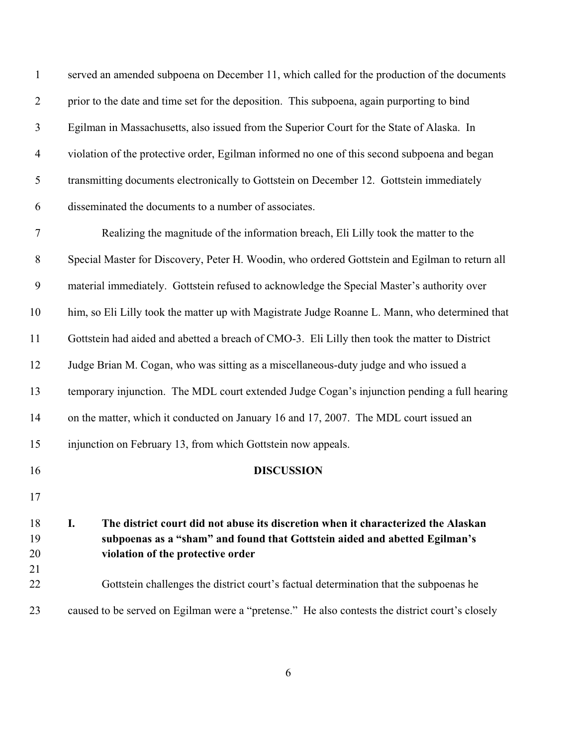served an amended subpoena on December 11, which called for the production of the documents prior to the date and time set for the deposition. This subpoena, again purporting to bind Egilman in Massachusetts, also issued from the Superior Court for the State of Alaska. In violation of the protective order, Egilman informed no one of this second subpoena and began transmitting documents electronically to Gottstein on December 12. Gottstein immediately disseminated the documents to a number of associates.

Realizing the magnitude of the information breach, Eli Lilly took the matter to the Special Master for Discovery, Peter H. Woodin, who ordered Gottstein and Egilman to return all material immediately. Gottstein refused to acknowledge the Special Master's authority over him, so Eli Lilly took the matter up with Magistrate Judge Roanne L. Mann, who determined that Gottstein had aided and abetted a breach of CMO-3. Eli Lilly then took the matter to District Judge Brian M. Cogan, who was sitting as a miscellaneous-duty judge and who issued a temporary injunction. The MDL court extended Judge Cogan's injunction pending a full hearing on the matter, which it conducted on January 16 and 17, 2007. The MDL court issued an injunction on February 13, from which Gottstein now appeals.

## DISCUSSION

### I. The district court did not abuse its discretion when it characterized the Alaskan subpoenas as a "sham" and found that Gottstein aided and abetted Egilman's violation of the protective order

Gottstein challenges the district court's factual determination that the subpoenas he caused to be served on Egilman were a "pretense." He also contests the district court's closely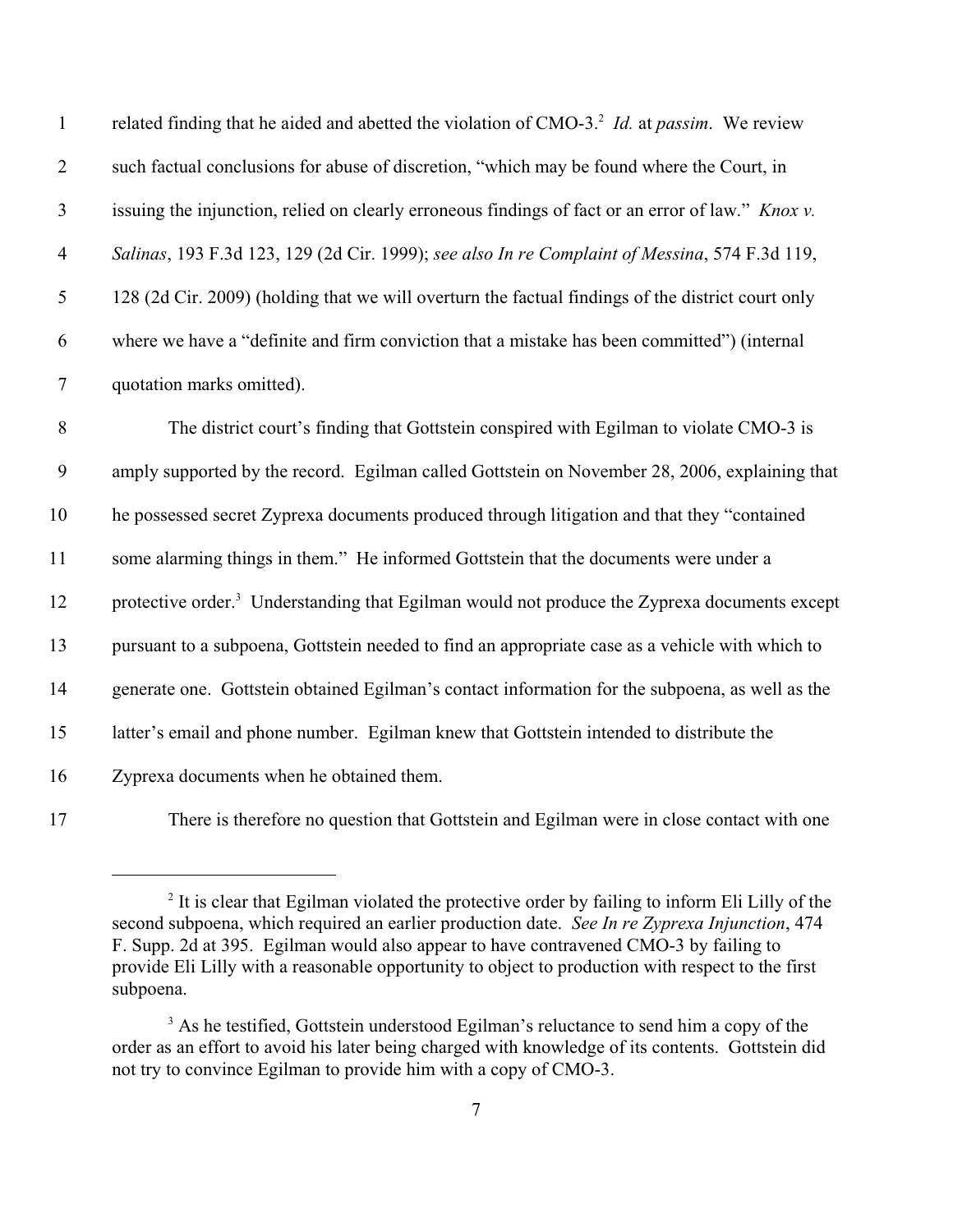related finding that he aided and abetted the violation of CMO-3.[2] *Id.* at *passim*. We review such factual conclusions for abuse of discretion, "which may be found where the Court, in issuing the injunction, relied on clearly erroneous findings of fact or an error of law." *Knox v. Salinas*, 193 F.3d 123, 129 (2d Cir. 1999); *see also In re Complaint of Messina*, 574 F.3d 119, 128 (2d Cir. 2009) (holding that we will overturn the factual findings of the district court only where we have a "definite and firm conviction that a mistake has been committed") (internal quotation marks omitted).

The district court's finding that Gottstein conspired with Egilman to violate CMO-3 is amply supported by the record. Egilman called Gottstein on November 28, 2006, explaining that he possessed secret Zyprexa documents produced through litigation and that they "contained some alarming things in them." He informed Gottstein that the documents were under a protective order.[3] Understanding that Egilman would not produce the Zyprexa documents except pursuant to a subpoena, Gottstein needed to find an appropriate case as a vehicle with which to generate one. Gottstein obtained Egilman's contact information for the subpoena, as well as the latter's email and phone number. Egilman knew that Gottstein intended to distribute the Zyprexa documents when he obtained them.

There is therefore no question that Gottstein and Egilman were in close contact with one

---

[2] It is clear that Egilman violated the protective order by failing to inform Eli Lilly of the second subpoena, which required an earlier production date. *See In re Zyprexa Injunction*, 474 F. Supp. 2d at 395. Egilman would also appear to have contravened CMO-3 by failing to provide Eli Lilly with a reasonable opportunity to object to production with respect to the first subpoena.

[3] As he testified, Gottstein understood Egilman's reluctance to send him a copy of the order as an effort to avoid his later being charged with knowledge of its contents. Gottstein did not try to convince Egilman to provide him with a copy of CMO-3.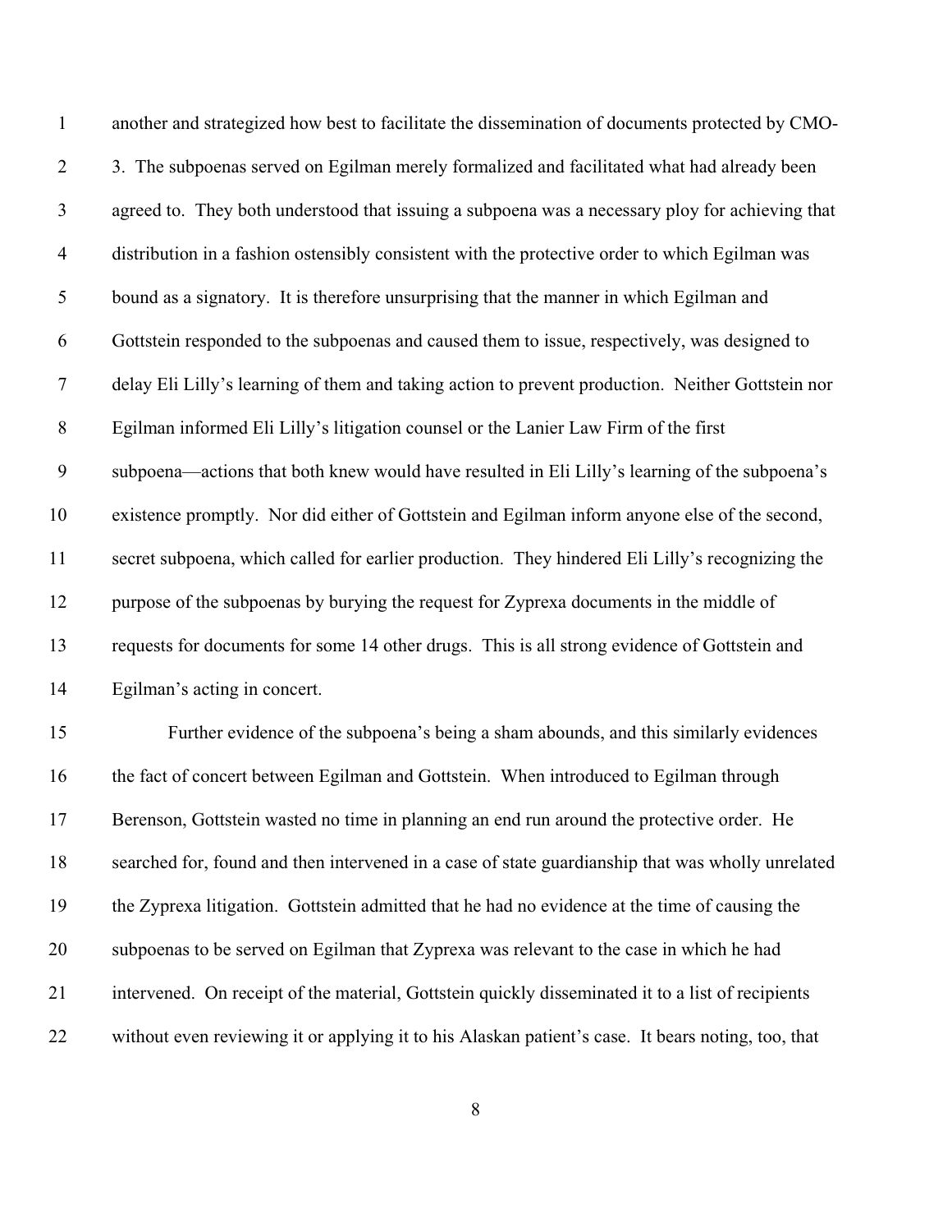another and strategized how best to facilitate the dissemination of documents protected by CMO-3. The subpoenas served on Egilman merely formalized and facilitated what had already been agreed to. They both understood that issuing a subpoena was a necessary ploy for achieving that distribution in a fashion ostensibly consistent with the protective order to which Egilman was bound as a signatory. It is therefore unsurprising that the manner in which Egilman and Gottstein responded to the subpoenas and caused them to issue, respectively, was designed to delay Eli Lilly's learning of them and taking action to prevent production. Neither Gottstein nor Egilman informed Eli Lilly's litigation counsel or the Lanier Law Firm of the first subpoena—actions that both knew would have resulted in Eli Lilly's learning of the subpoena's existence promptly. Nor did either of Gottstein and Egilman inform anyone else of the second, secret subpoena, which called for earlier production. They hindered Eli Lilly's recognizing the purpose of the subpoenas by burying the request for Zyprexa documents in the middle of requests for documents for some 14 other drugs. This is all strong evidence of Gottstein and Egilman's acting in concert.

Further evidence of the subpoena's being a sham abounds, and this similarly evidences the fact of concert between Egilman and Gottstein. When introduced to Egilman through Berenson, Gottstein wasted no time in planning an end run around the protective order. He searched for, found and then intervened in a case of state guardianship that was wholly unrelated the Zyprexa litigation. Gottstein admitted that he had no evidence at the time of causing the subpoenas to be served on Egilman that Zyprexa was relevant to the case in which he had intervened. On receipt of the material, Gottstein quickly disseminated it to a list of recipients without even reviewing it or applying it to his Alaskan patient's case. It bears noting, too, that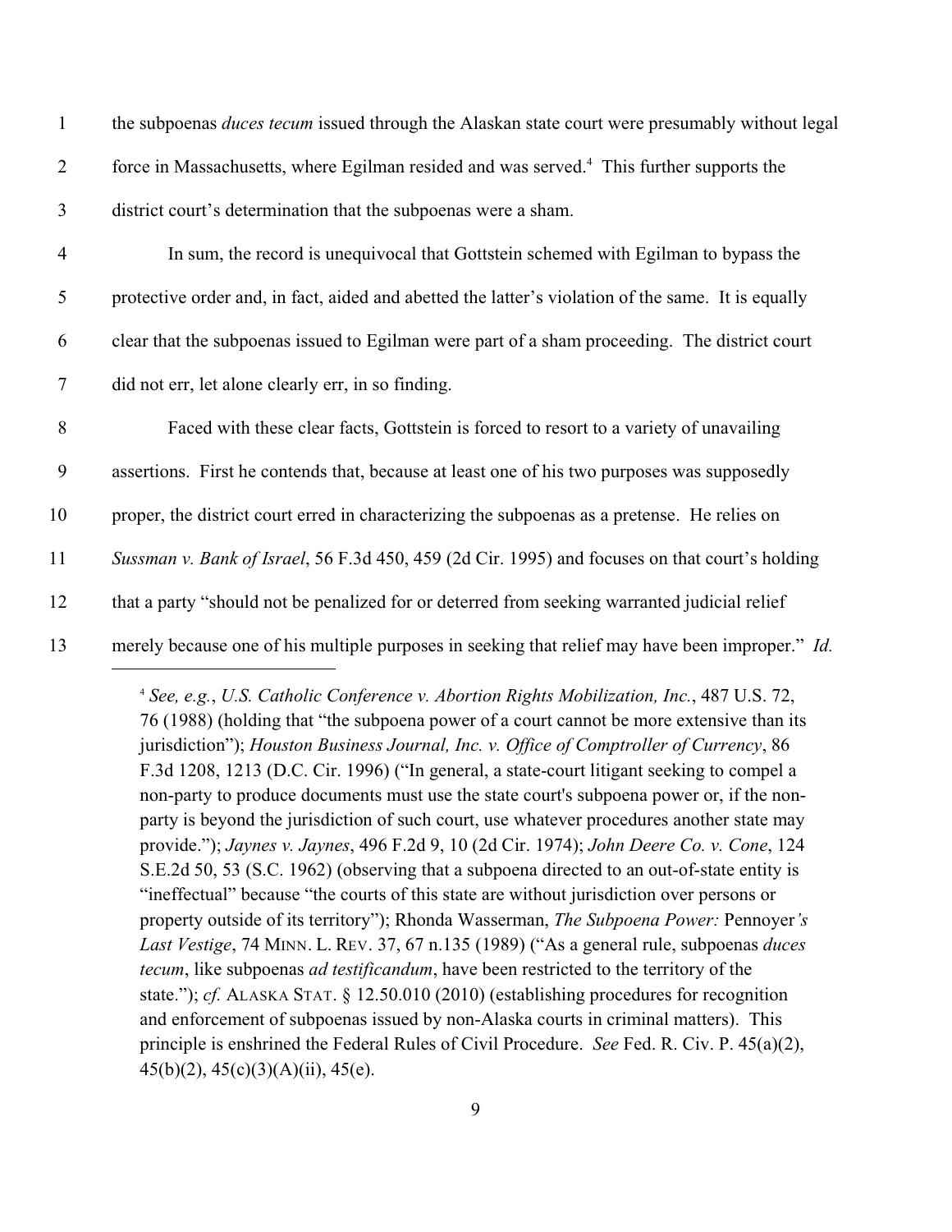the subpoenas *duces tecum* issued through the Alaskan state court were presumably without legal force in Massachusetts, where Egilman resided and was served.[4] This further supports the district court's determination that the subpoenas were a sham.

In sum, the record is unequivocal that Gottstein schemed with Egilman to bypass the protective order and, in fact, aided and abetted the latter's violation of the same. It is equally clear that the subpoenas issued to Egilman were part of a sham proceeding. The district court did not err, let alone clearly err, in so finding.

Faced with these clear facts, Gottstein is forced to resort to a variety of unavailing assertions. First he contends that, because at least one of his two purposes was supposedly proper, the district court erred in characterizing the subpoenas as a pretense. He relies on *Sussman v. Bank of Israel*, 56 F.3d 450, 459 (2d Cir. 1995) and focuses on that court's holding that a party "should not be penalized for or deterred from seeking warranted judicial relief merely because one of his multiple purposes in seeking that relief may have been improper." *Id.*

---

[4] *See, e.g.*, *U.S. Catholic Conference v. Abortion Rights Mobilization, Inc.*, 487 U.S. 72, 76 (1988) (holding that "the subpoena power of a court cannot be more extensive than its jurisdiction"); *Houston Business Journal, Inc. v. Office of Comptroller of Currency*, 86 F.3d 1208, 1213 (D.C. Cir. 1996) ("In general, a state-court litigant seeking to compel a non-party to produce documents must use the state court's subpoena power or, if the non-party is beyond the jurisdiction of such court, use whatever procedures another state may provide."); *Jaynes v. Jaynes*, 496 F.2d 9, 10 (2d Cir. 1974); *John Deere Co. v. Cone*, 124 S.E.2d 50, 53 (S.C. 1962) (observing that a subpoena directed to an out-of-state entity is "ineffectual" because "the courts of this state are without jurisdiction over persons or property outside of its territory"); Rhonda Wasserman, *The Subpoena Power:* Pennoyer*'s Last Vestige*, 74 MINN. L. REV. 37, 67 n.135 (1989) ("As a general rule, subpoenas *duces tecum*, like subpoenas *ad testificandum*, have been restricted to the territory of the state."); *cf.* ALASKA STAT. § 12.50.010 (2010) (establishing procedures for recognition and enforcement of subpoenas issued by non-Alaska courts in criminal matters). This principle is enshrined the Federal Rules of Civil Procedure. *See* Fed. R. Civ. P. 45(a)(2), 45(b)(2), 45(c)(3)(A)(ii), 45(e).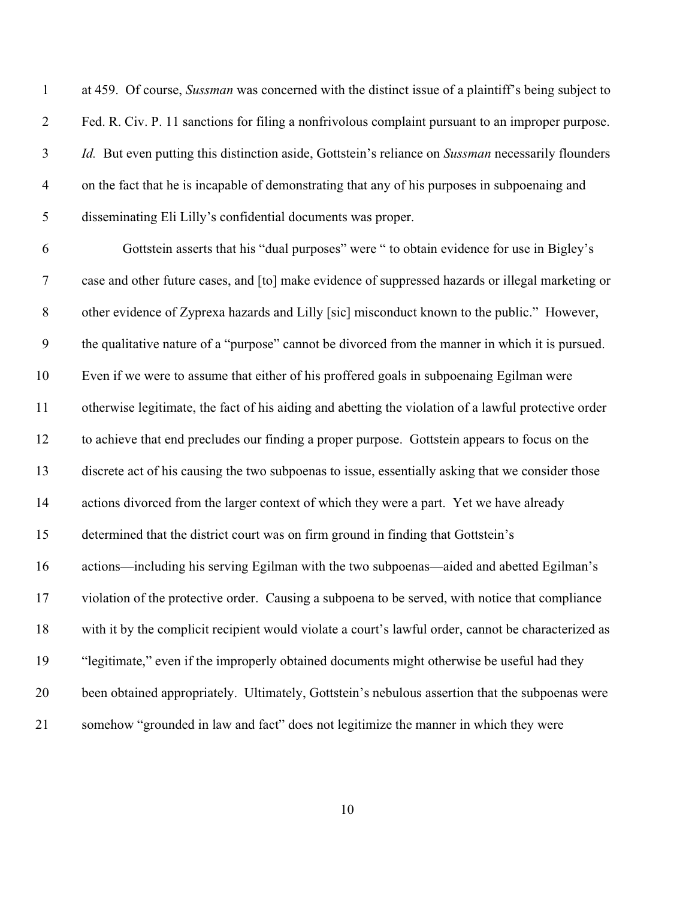at 459. Of course, *Sussman* was concerned with the distinct issue of a plaintiff's being subject to Fed. R. Civ. P. 11 sanctions for filing a nonfrivolous complaint pursuant to an improper purpose. *Id.* But even putting this distinction aside, Gottstein's reliance on *Sussman* necessarily flounders on the fact that he is incapable of demonstrating that any of his purposes in subpoenaing and disseminating Eli Lilly's confidential documents was proper.

Gottstein asserts that his "dual purposes" were " to obtain evidence for use in Bigley's case and other future cases, and [to] make evidence of suppressed hazards or illegal marketing or other evidence of Zyprexa hazards and Lilly [sic] misconduct known to the public." However, the qualitative nature of a "purpose" cannot be divorced from the manner in which it is pursued. Even if we were to assume that either of his proffered goals in subpoenaing Egilman were otherwise legitimate, the fact of his aiding and abetting the violation of a lawful protective order to achieve that end precludes our finding a proper purpose. Gottstein appears to focus on the discrete act of his causing the two subpoenas to issue, essentially asking that we consider those actions divorced from the larger context of which they were a part. Yet we have already determined that the district court was on firm ground in finding that Gottstein's actions—including his serving Egilman with the two subpoenas—aided and abetted Egilman's violation of the protective order. Causing a subpoena to be served, with notice that compliance with it by the complicit recipient would violate a court's lawful order, cannot be characterized as "legitimate," even if the improperly obtained documents might otherwise be useful had they been obtained appropriately. Ultimately, Gottstein's nebulous assertion that the subpoenas were somehow "grounded in law and fact" does not legitimize the manner in which they were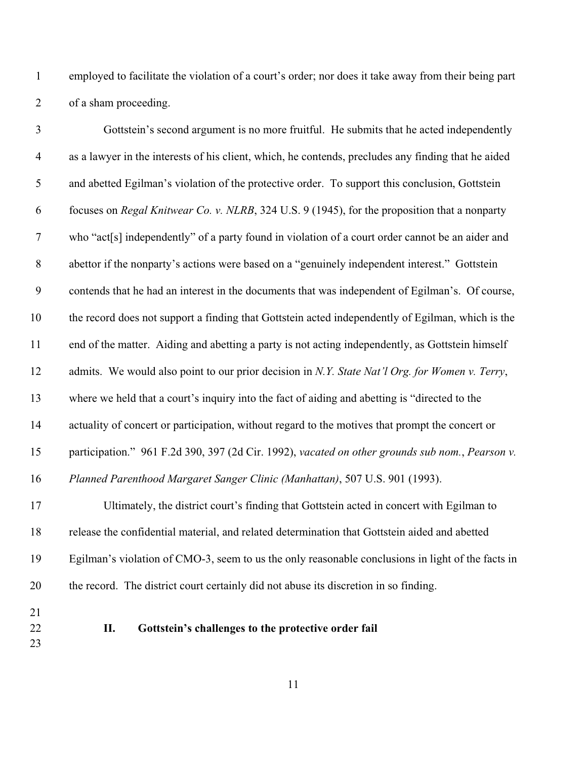employed to facilitate the violation of a court's order; nor does it take away from their being part of a sham proceeding.

Gottstein's second argument is no more fruitful. He submits that he acted independently as a lawyer in the interests of his client, which, he contends, precludes any finding that he aided and abetted Egilman's violation of the protective order. To support this conclusion, Gottstein focuses on *Regal Knitwear Co. v. NLRB*, 324 U.S. 9 (1945), for the proposition that a nonparty who "act[s] independently" of a party found in violation of a court order cannot be an aider and abettor if the nonparty's actions were based on a "genuinely independent interest." Gottstein contends that he had an interest in the documents that was independent of Egilman's. Of course, the record does not support a finding that Gottstein acted independently of Egilman, which is the end of the matter. Aiding and abetting a party is not acting independently, as Gottstein himself admits. We would also point to our prior decision in *N.Y. State Nat'l Org. for Women v. Terry*, where we held that a court's inquiry into the fact of aiding and abetting is "directed to the actuality of concert or participation, without regard to the motives that prompt the concert or participation." 961 F.2d 390, 397 (2d Cir. 1992), *vacated on other grounds sub nom.*, *Pearson v. Planned Parenthood Margaret Sanger Clinic (Manhattan)*, 507 U.S. 901 (1993).

Ultimately, the district court's finding that Gottstein acted in concert with Egilman to release the confidential material, and related determination that Gottstein aided and abetted Egilman's violation of CMO-3, seem to us the only reasonable conclusions in light of the facts in the record. The district court certainly did not abuse its discretion in so finding.

## II. Gottstein's challenges to the protective order fail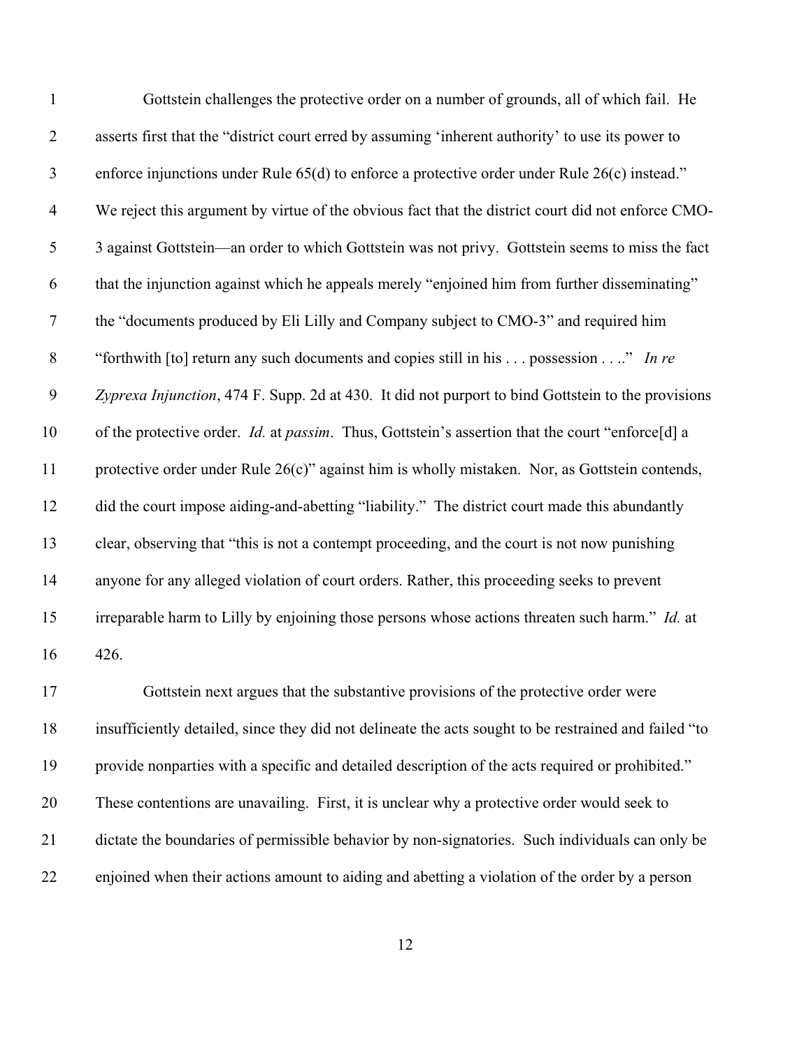Gottstein challenges the protective order on a number of grounds, all of which fail. He asserts first that the "district court erred by assuming 'inherent authority' to use its power to enforce injunctions under Rule 65(d) to enforce a protective order under Rule 26(c) instead." We reject this argument by virtue of the obvious fact that the district court did not enforce CMO-3 against Gottstein—an order to which Gottstein was not privy. Gottstein seems to miss the fact that the injunction against which he appeals merely "enjoined him from further disseminating" the "documents produced by Eli Lilly and Company subject to CMO-3" and required him "forthwith [to] return any such documents and copies still in his . . . possession . . . ." *In re Zyprexa Injunction*, 474 F. Supp. 2d at 430. It did not purport to bind Gottstein to the provisions of the protective order. *Id.* at *passim*. Thus, Gottstein's assertion that the court "enforce[d] a protective order under Rule 26(c)" against him is wholly mistaken. Nor, as Gottstein contends, did the court impose aiding-and-abetting "liability." The district court made this abundantly clear, observing that "this is not a contempt proceeding, and the court is not now punishing anyone for any alleged violation of court orders. Rather, this proceeding seeks to prevent irreparable harm to Lilly by enjoining those persons whose actions threaten such harm." *Id.* at 426.

Gottstein next argues that the substantive provisions of the protective order were insufficiently detailed, since they did not delineate the acts sought to be restrained and failed "to provide nonparties with a specific and detailed description of the acts required or prohibited." These contentions are unavailing. First, it is unclear why a protective order would seek to dictate the boundaries of permissible behavior by non-signatories. Such individuals can only be enjoined when their actions amount to aiding and abetting a violation of the order by a person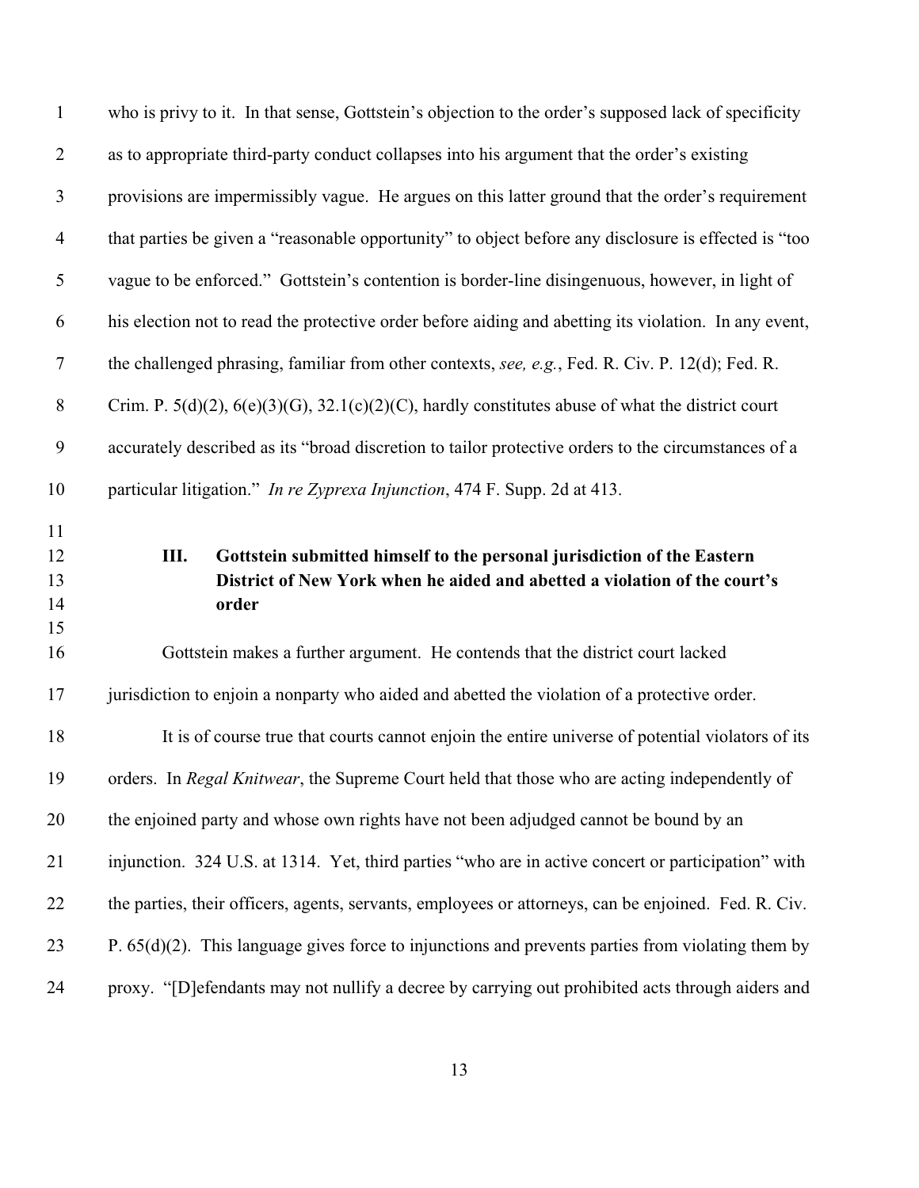who is privy to it. In that sense, Gottstein's objection to the order's supposed lack of specificity as to appropriate third-party conduct collapses into his argument that the order's existing provisions are impermissibly vague. He argues on this latter ground that the order's requirement that parties be given a "reasonable opportunity" to object before any disclosure is effected is "too vague to be enforced." Gottstein's contention is border-line disingenuous, however, in light of his election not to read the protective order before aiding and abetting its violation. In any event, the challenged phrasing, familiar from other contexts, *see, e.g.*, Fed. R. Civ. P. 12(d); Fed. R. Crim. P. 5(d)(2), 6(e)(3)(G), 32.1(c)(2)(C), hardly constitutes abuse of what the district court accurately described as its "broad discretion to tailor protective orders to the circumstances of a particular litigation." *In re Zyprexa Injunction*, 474 F. Supp. 2d at 413.

## III. Gottstein submitted himself to the personal jurisdiction of the Eastern District of New York when he aided and abetted a violation of the court's order

Gottstein makes a further argument. He contends that the district court lacked jurisdiction to enjoin a nonparty who aided and abetted the violation of a protective order.

It is of course true that courts cannot enjoin the entire universe of potential violators of its orders. In *Regal Knitwear*, the Supreme Court held that those who are acting independently of the enjoined party and whose own rights have not been adjudged cannot be bound by an injunction. 324 U.S. at 1314. Yet, third parties "who are in active concert or participation" with the parties, their officers, agents, servants, employees or attorneys, can be enjoined. Fed. R. Civ. P. 65(d)(2). This language gives force to injunctions and prevents parties from violating them by proxy. "[D]efendants may not nullify a decree by carrying out prohibited acts through aiders and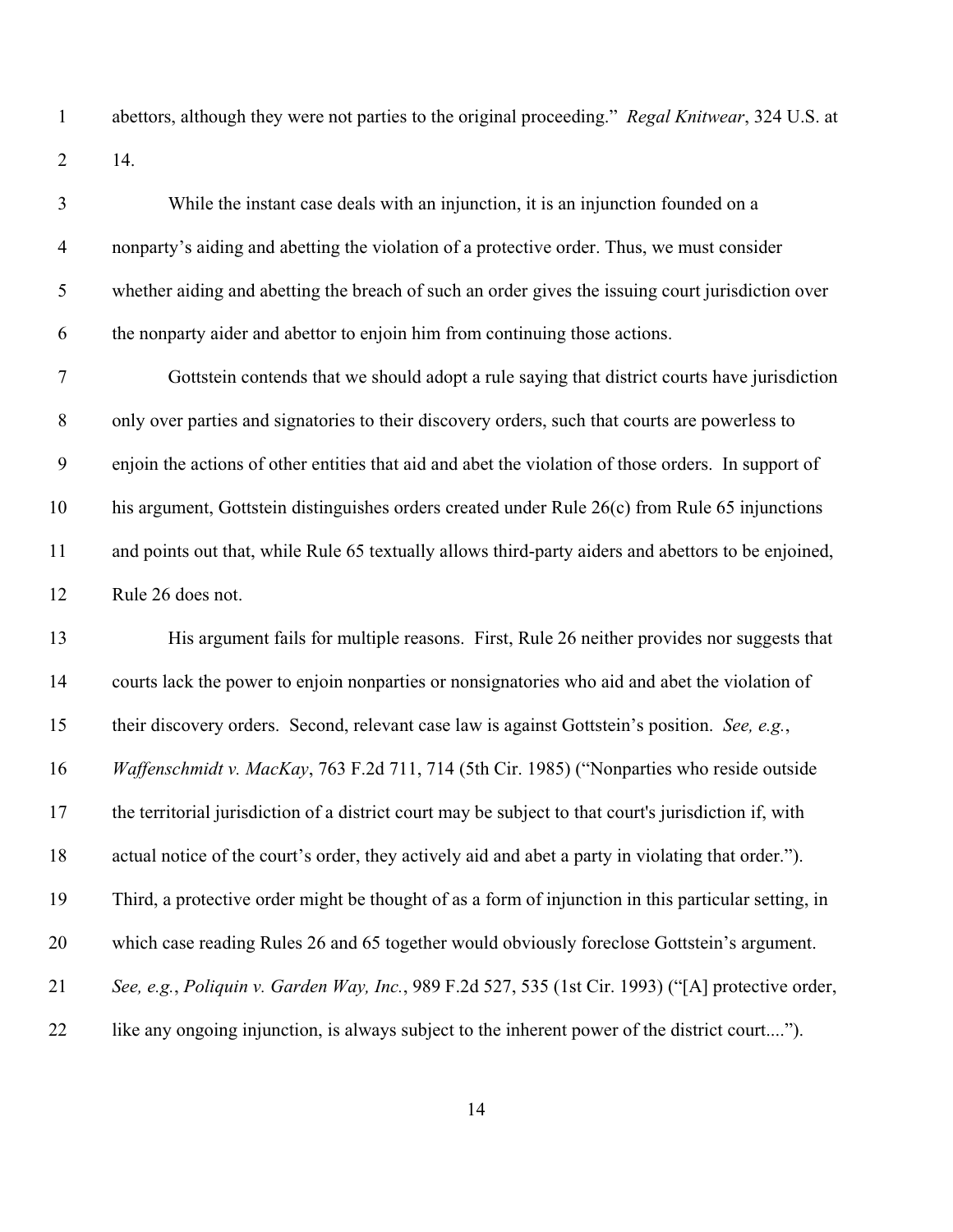abettors, although they were not parties to the original proceeding." *Regal Knitwear*, 324 U.S. at 14.

While the instant case deals with an injunction, it is an injunction founded on a nonparty's aiding and abetting the violation of a protective order. Thus, we must consider whether aiding and abetting the breach of such an order gives the issuing court jurisdiction over the nonparty aider and abettor to enjoin him from continuing those actions.

Gottstein contends that we should adopt a rule saying that district courts have jurisdiction only over parties and signatories to their discovery orders, such that courts are powerless to enjoin the actions of other entities that aid and abet the violation of those orders. In support of his argument, Gottstein distinguishes orders created under Rule 26(c) from Rule 65 injunctions and points out that, while Rule 65 textually allows third-party aiders and abettors to be enjoined, Rule 26 does not.

His argument fails for multiple reasons. First, Rule 26 neither provides nor suggests that courts lack the power to enjoin nonparties or nonsignatories who aid and abet the violation of their discovery orders. Second, relevant case law is against Gottstein's position. *See, e.g.*, *Waffenschmidt v. MacKay*, 763 F.2d 711, 714 (5th Cir. 1985) ("Nonparties who reside outside the territorial jurisdiction of a district court may be subject to that court's jurisdiction if, with actual notice of the court's order, they actively aid and abet a party in violating that order."). Third, a protective order might be thought of as a form of injunction in this particular setting, in which case reading Rules 26 and 65 together would obviously foreclose Gottstein's argument. *See, e.g.*, *Poliquin v. Garden Way, Inc.*, 989 F.2d 527, 535 (1st Cir. 1993) ("[A] protective order, like any ongoing injunction, is always subject to the inherent power of the district court....").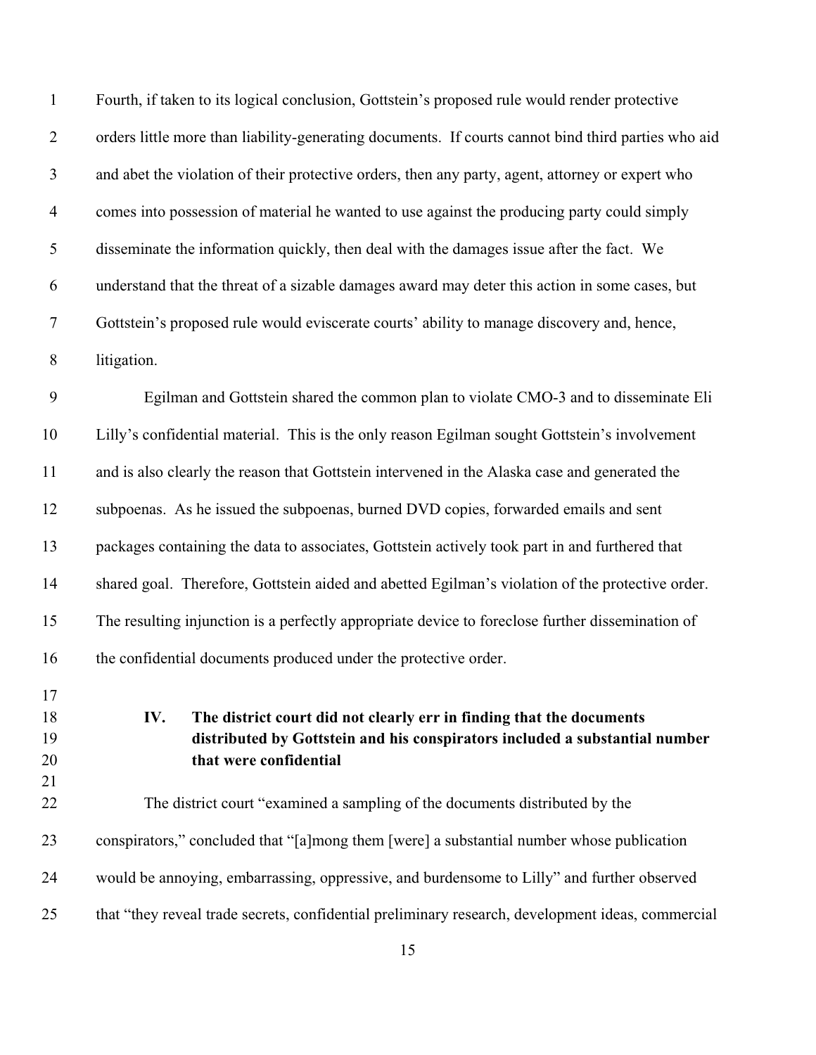Fourth, if taken to its logical conclusion, Gottstein's proposed rule would render protective orders little more than liability-generating documents. If courts cannot bind third parties who aid and abet the violation of their protective orders, then any party, agent, attorney or expert who comes into possession of material he wanted to use against the producing party could simply disseminate the information quickly, then deal with the damages issue after the fact. We understand that the threat of a sizable damages award may deter this action in some cases, but Gottstein's proposed rule would eviscerate courts' ability to manage discovery and, hence, litigation.

Egilman and Gottstein shared the common plan to violate CMO-3 and to disseminate Eli Lilly's confidential material. This is the only reason Egilman sought Gottstein's involvement and is also clearly the reason that Gottstein intervened in the Alaska case and generated the subpoenas. As he issued the subpoenas, burned DVD copies, forwarded emails and sent packages containing the data to associates, Gottstein actively took part in and furthered that shared goal. Therefore, Gottstein aided and abetted Egilman's violation of the protective order. The resulting injunction is a perfectly appropriate device to foreclose further dissemination of the confidential documents produced under the protective order.

## IV. The district court did not clearly err in finding that the documents distributed by Gottstein and his conspirators included a substantial number that were confidential

The district court "examined a sampling of the documents distributed by the conspirators," concluded that "[a]mong them [were] a substantial number whose publication would be annoying, embarrassing, oppressive, and burdensome to Lilly" and further observed that "they reveal trade secrets, confidential preliminary research, development ideas, commercial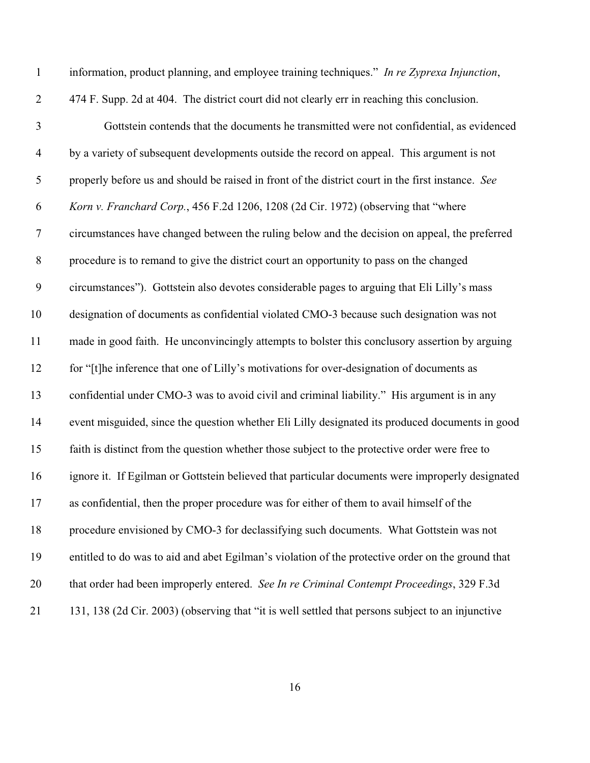information, product planning, and employee training techniques." *In re Zyprexa Injunction*, 474 F. Supp. 2d at 404. The district court did not clearly err in reaching this conclusion.

Gottstein contends that the documents he transmitted were not confidential, as evidenced by a variety of subsequent developments outside the record on appeal. This argument is not properly before us and should be raised in front of the district court in the first instance. *See Korn v. Franchard Corp.*, 456 F.2d 1206, 1208 (2d Cir. 1972) (observing that "where circumstances have changed between the ruling below and the decision on appeal, the preferred procedure is to remand to give the district court an opportunity to pass on the changed circumstances"). Gottstein also devotes considerable pages to arguing that Eli Lilly's mass designation of documents as confidential violated CMO-3 because such designation was not made in good faith. He unconvincingly attempts to bolster this conclusory assertion by arguing for "[t]he inference that one of Lilly's motivations for over-designation of documents as confidential under CMO-3 was to avoid civil and criminal liability." His argument is in any event misguided, since the question whether Eli Lilly designated its produced documents in good faith is distinct from the question whether those subject to the protective order were free to ignore it. If Egilman or Gottstein believed that particular documents were improperly designated as confidential, then the proper procedure was for either of them to avail himself of the procedure envisioned by CMO-3 for declassifying such documents. What Gottstein was not entitled to do was to aid and abet Egilman's violation of the protective order on the ground that that order had been improperly entered. *See In re Criminal Contempt Proceedings*, 329 F.3d 131, 138 (2d Cir. 2003) (observing that "it is well settled that persons subject to an injunctive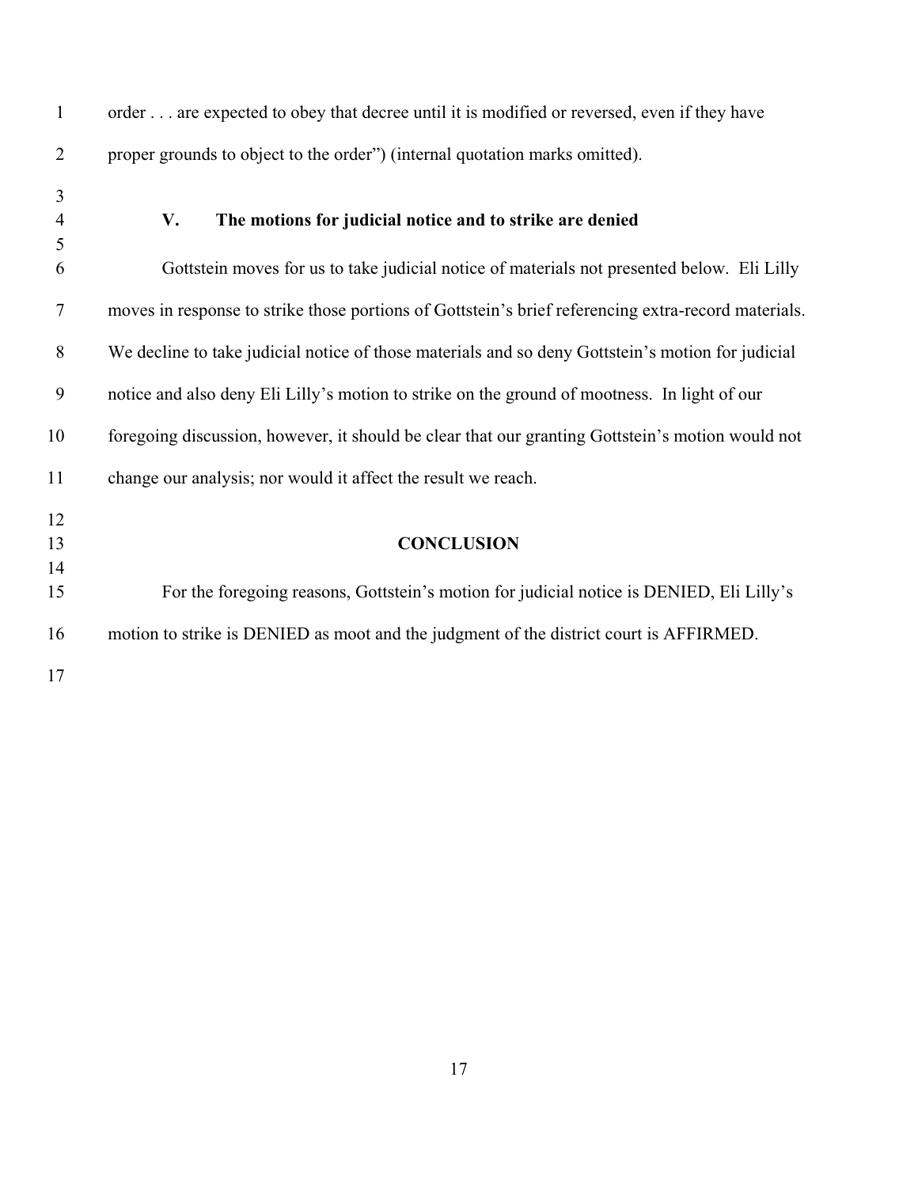order . . . are expected to obey that decree until it is modified or reversed, even if they have proper grounds to object to the order") (internal quotation marks omitted).

### V. The motions for judicial notice and to strike are denied

Gottstein moves for us to take judicial notice of materials not presented below. Eli Lilly moves in response to strike those portions of Gottstein's brief referencing extra-record materials. We decline to take judicial notice of those materials and so deny Gottstein's motion for judicial notice and also deny Eli Lilly's motion to strike on the ground of mootness. In light of our foregoing discussion, however, it should be clear that our granting Gottstein's motion would not change our analysis; nor would it affect the result we reach.

## CONCLUSION

For the foregoing reasons, Gottstein's motion for judicial notice is DENIED, Eli Lilly's motion to strike is DENIED as moot and the judgment of the district court is AFFIRMED.